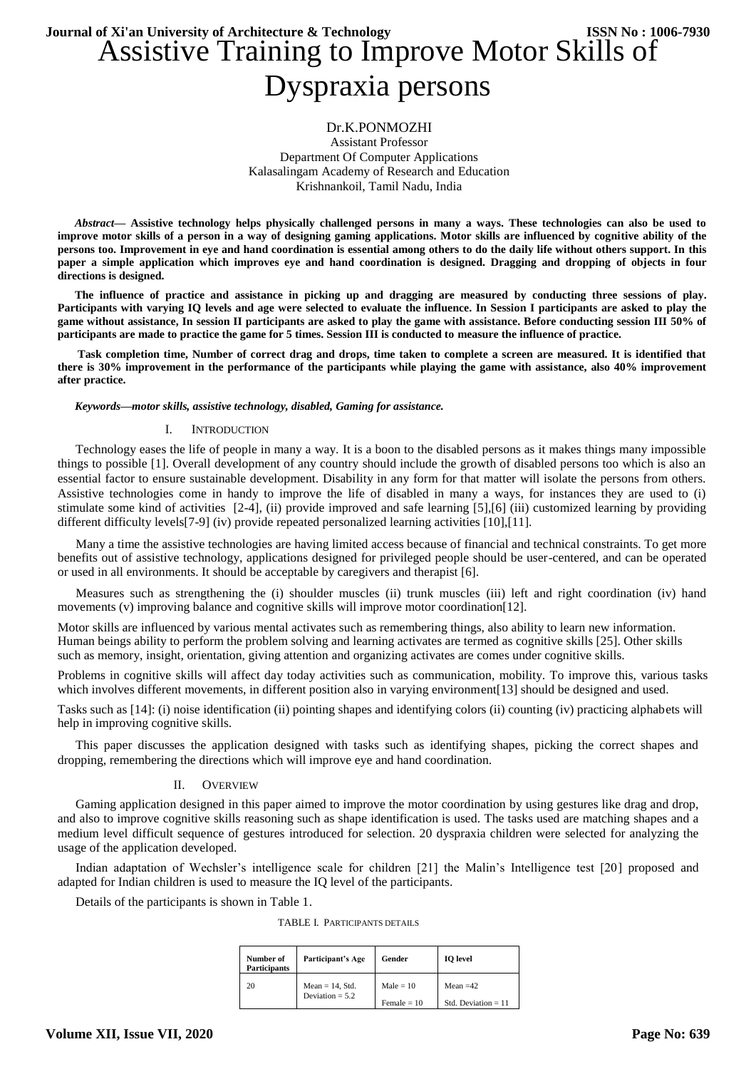# Assistive Training to Improve Motor Skills of Dyspraxia persons

Dr.K.PONMOZHI
Assistant Professor
Department Of Computer Applications
Kalasalingam Academy of Research and Education
Krishnankoil, Tamil Nadu, India

***Abstract*— Assistive technology helps physically challenged persons in many a ways. These technologies can also be used to improve motor skills of a person in a way of designing gaming applications. Motor skills are influenced by cognitive ability of the persons too. Improvement in eye and hand coordination is essential among others to do the daily life without others support. In this paper a simple application which improves eye and hand coordination is designed. Dragging and dropping of objects in four directions is designed.**

**The influence of practice and assistance in picking up and dragging are measured by conducting three sessions of play. Participants with varying IQ levels and age were selected to evaluate the influence. In Session I participants are asked to play the game without assistance, In session II participants are asked to play the game with assistance. Before conducting session III 50% of participants are made to practice the game for 5 times. Session III is conducted to measure the influence of practice.**

**Task completion time, Number of correct drag and drops, time taken to complete a screen are measured. It is identified that there is 30% improvement in the performance of the participants while playing the game with assistance, also 40% improvement after practice.**

***Keywords—motor skills, assistive technology, disabled, Gaming for assistance.***

## I. Introduction

Technology eases the life of people in many a way. It is a boon to the disabled persons as it makes things many impossible things to possible [1]. Overall development of any country should include the growth of disabled persons too which is also an essential factor to ensure sustainable development. Disability in any form for that matter will isolate the persons from others. Assistive technologies come in handy to improve the life of disabled in many a ways, for instances they are used to (i) stimulate some kind of activities [2-4], (ii) provide improved and safe learning [5],[6] (iii) customized learning by providing different difficulty levels[7-9] (iv) provide repeated personalized learning activities [10],[11].

Many a time the assistive technologies are having limited access because of financial and technical constraints. To get more benefits out of assistive technology, applications designed for privileged people should be user-centered, and can be operated or used in all environments. It should be acceptable by caregivers and therapist [6].

Measures such as strengthening the (i) shoulder muscles (ii) trunk muscles (iii) left and right coordination (iv) hand movements (v) improving balance and cognitive skills will improve motor coordination[12].

Motor skills are influenced by various mental activates such as remembering things, also ability to learn new information. Human beings ability to perform the problem solving and learning activates are termed as cognitive skills [25]. Other skills such as memory, insight, orientation, giving attention and organizing activates are comes under cognitive skills.

Problems in cognitive skills will affect day today activities such as communication, mobility. To improve this, various tasks which involves different movements, in different position also in varying environment[13] should be designed and used.

Tasks such as [14]: (i) noise identification (ii) pointing shapes and identifying colors (ii) counting (iv) practicing alphabets will help in improving cognitive skills.

This paper discusses the application designed with tasks such as identifying shapes, picking the correct shapes and dropping, remembering the directions which will improve eye and hand coordination.

## II. Overview

Gaming application designed in this paper aimed to improve the motor coordination by using gestures like drag and drop, and also to improve cognitive skills reasoning such as shape identification is used. The tasks used are matching shapes and a medium level difficult sequence of gestures introduced for selection. 20 dyspraxia children were selected for analyzing the usage of the application developed.

Indian adaptation of Wechsler's intelligence scale for children [21] the Malin's Intelligence test [20] proposed and adapted for Indian children is used to measure the IQ level of the participants.

Details of the participants is shown in Table 1.

TABLE I. Participants Details

| Number of Participants | Participant's Age | Gender | IQ level |
|---|---|---|---|
| 20 | Mean = 14, Std. Deviation = 5.2 | Male = 10<br>Female = 10 | Mean =42<br>Std. Deviation = 11 |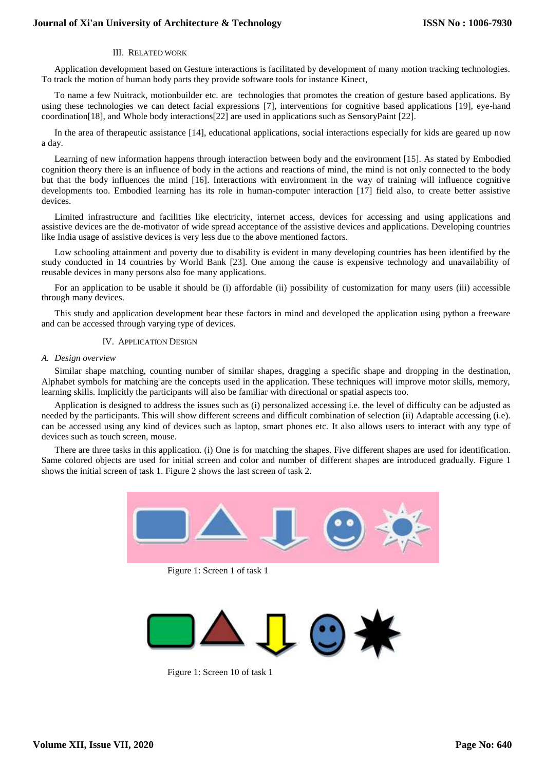## III. Related Work

Application development based on Gesture interactions is facilitated by development of many motion tracking technologies. To track the motion of human body parts they provide software tools for instance Kinect,

To name a few Nuitrack, motionbuilder etc. are technologies that promotes the creation of gesture based applications. By using these technologies we can detect facial expressions [7], interventions for cognitive based applications [19], eye-hand coordination[18], and Whole body interactions[22] are used in applications such as SensoryPaint [22].

In the area of therapeutic assistance [14], educational applications, social interactions especially for kids are geared up now a day.

Learning of new information happens through interaction between body and the environment [15]. As stated by Embodied cognition theory there is an influence of body in the actions and reactions of mind, the mind is not only connected to the body but that the body influences the mind [16]. Interactions with environment in the way of training will influence cognitive developments too. Embodied learning has its role in human-computer interaction [17] field also, to create better assistive devices.

Limited infrastructure and facilities like electricity, internet access, devices for accessing and using applications and assistive devices are the de-motivator of wide spread acceptance of the assistive devices and applications. Developing countries like India usage of assistive devices is very less due to the above mentioned factors.

Low schooling attainment and poverty due to disability is evident in many developing countries has been identified by the study conducted in 14 countries by World Bank [23]. One among the cause is expensive technology and unavailability of reusable devices in many persons also foe many applications.

For an application to be usable it should be (i) affordable (ii) possibility of customization for many users (iii) accessible through many devices.

This study and application development bear these factors in mind and developed the application using python a freeware and can be accessed through varying type of devices.

## IV. Application Design

### A. Design overview

Similar shape matching, counting number of similar shapes, dragging a specific shape and dropping in the destination, Alphabet symbols for matching are the concepts used in the application. These techniques will improve motor skills, memory, learning skills. Implicitly the participants will also be familiar with directional or spatial aspects too.

Application is designed to address the issues such as (i) personalized accessing i.e. the level of difficulty can be adjusted as needed by the participants. This will show different screens and difficult combination of selection (ii) Adaptable accessing (i.e). can be accessed using any kind of devices such as laptop, smart phones etc. It also allows users to interact with any type of devices such as touch screen, mouse.

There are three tasks in this application. (i) One is for matching the shapes. Five different shapes are used for identification. Same colored objects are used for initial screen and color and number of different shapes are introduced gradually. Figure 1 shows the initial screen of task 1. Figure 2 shows the last screen of task 2.

Figure 1: Screen 1 of task 1

Figure 1: Screen 10 of task 1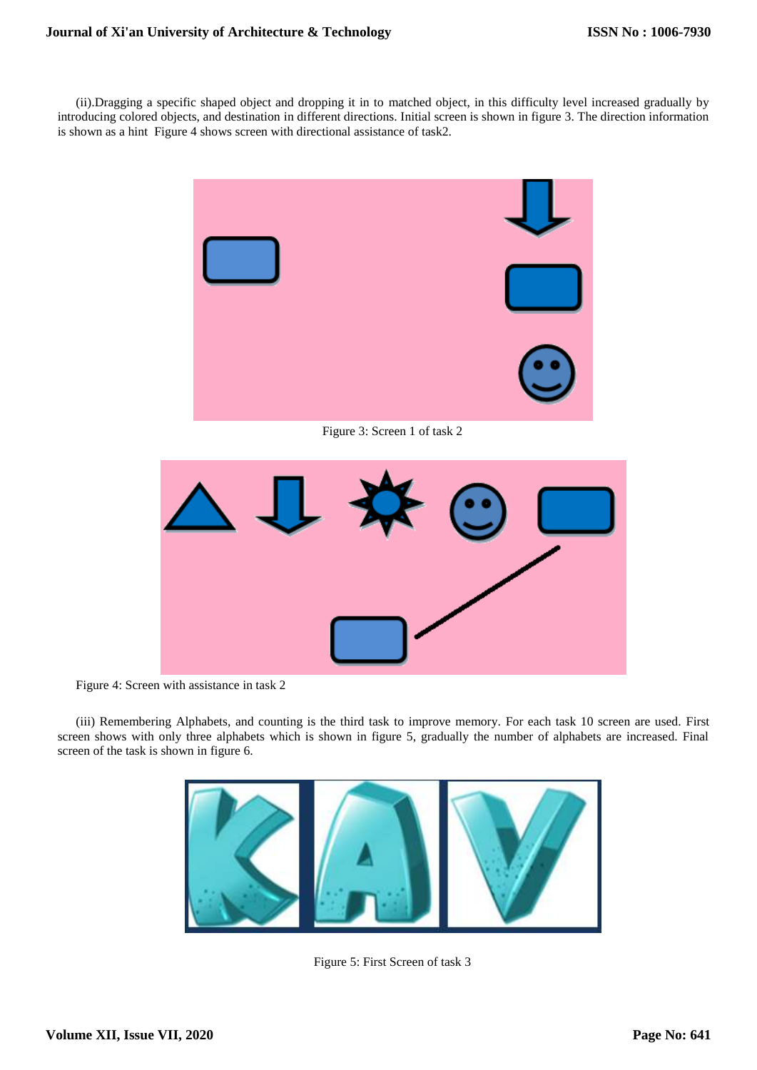(ii).Dragging a specific shaped object and dropping it in to matched object, in this difficulty level increased gradually by introducing colored objects, and destination in different directions. Initial screen is shown in figure 3. The direction information is shown as a hint  Figure 4 shows screen with directional assistance of task2.

Figure 3: Screen 1 of task 2

Figure 4: Screen with assistance in task 2

(iii) Remembering Alphabets, and counting is the third task to improve memory. For each task 10 screen are used. First screen shows with only three alphabets which is shown in figure 5, gradually the number of alphabets are increased. Final screen of the task is shown in figure 6.

Figure 5: First Screen of task 3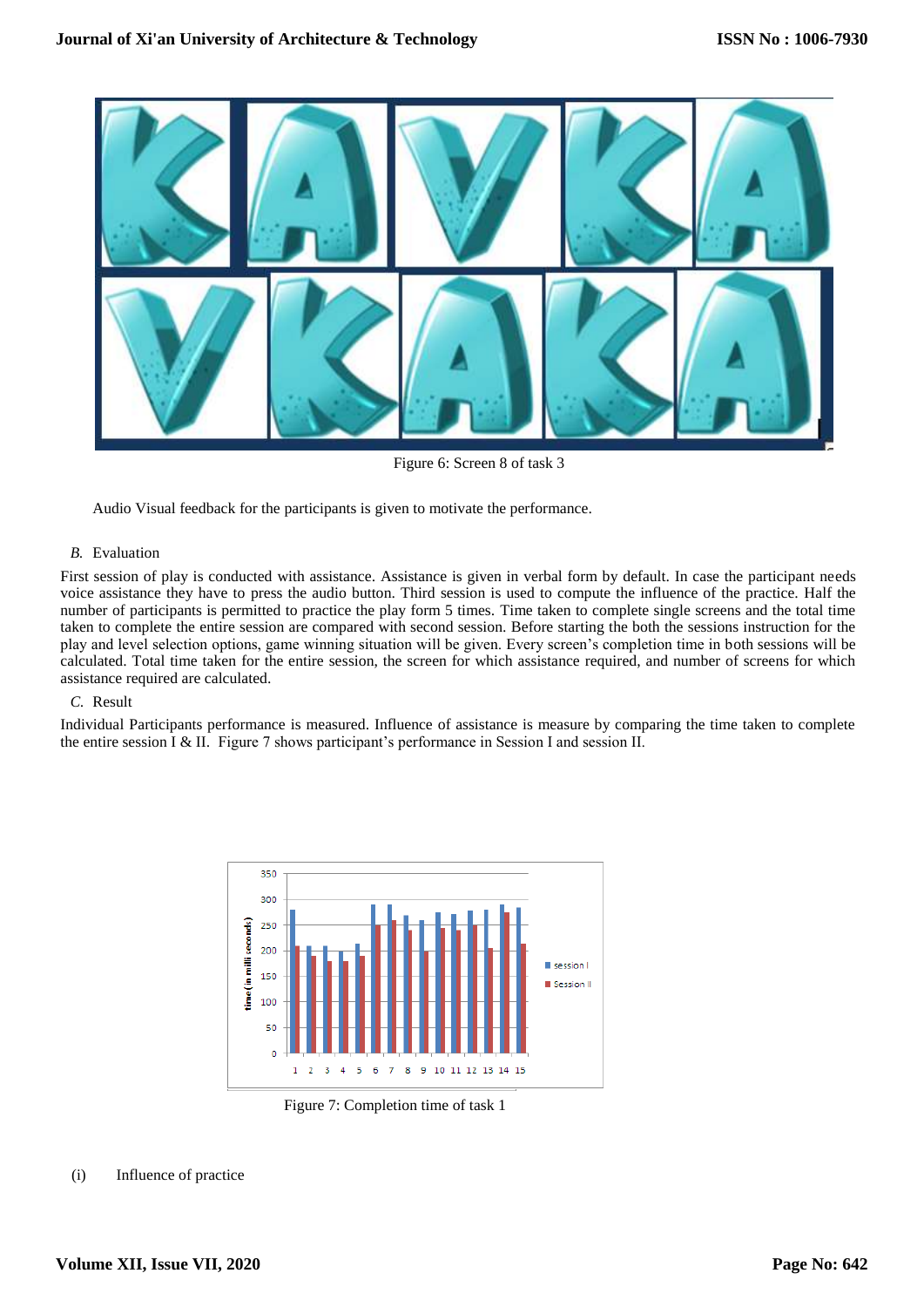Figure 6: Screen 8 of task 3

Audio Visual feedback for the participants is given to motivate the performance.

### *B.* Evaluation

First session of play is conducted with assistance. Assistance is given in verbal form by default. In case the participant needs voice assistance they have to press the audio button. Third session is used to compute the influence of the practice. Half the number of participants is permitted to practice the play form 5 times. Time taken to complete single screens and the total time taken to complete the entire session are compared with second session. Before starting the both the sessions instruction for the play and level selection options, game winning situation will be given. Every screen's completion time in both sessions will be calculated. Total time taken for the entire session, the screen for which assistance required, and number of screens for which assistance required are calculated.

### *C.* Result

Individual Participants performance is measured. Influence of assistance is measure by comparing the time taken to complete the entire session I & II. Figure 7 shows participant's performance in Session I and session II.

Figure 7: Completion time of task 1

(i) Influence of practice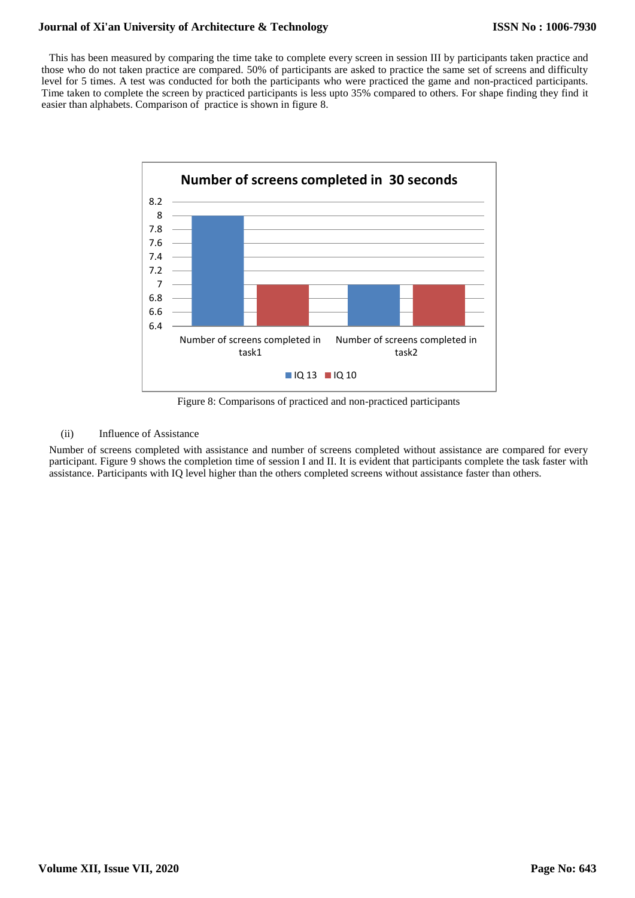This has been measured by comparing the time take to complete every screen in session III by participants taken practice and those who do not taken practice are compared. 50% of participants are asked to practice the same set of screens and difficulty level for 5 times. A test was conducted for both the participants who were practiced the game and non-practiced participants. Time taken to complete the screen by practiced participants is less upto 35% compared to others. For shape finding they find it easier than alphabets. Comparison of practice is shown in figure 8.

**Number of screens completed in 30 seconds**

| | IQ 13 | IQ 10 |
|---|---|---|
| Number of screens completed in task1 | 8 | 7 |
| Number of screens completed in task2 | 7 | 7 |

Figure 8: Comparisons of practiced and non-practiced participants

(ii) Influence of Assistance

Number of screens completed with assistance and number of screens completed without assistance are compared for every participant. Figure 9 shows the completion time of session I and II. It is evident that participants complete the task faster with assistance. Participants with IQ level higher than the others completed screens without assistance faster than others.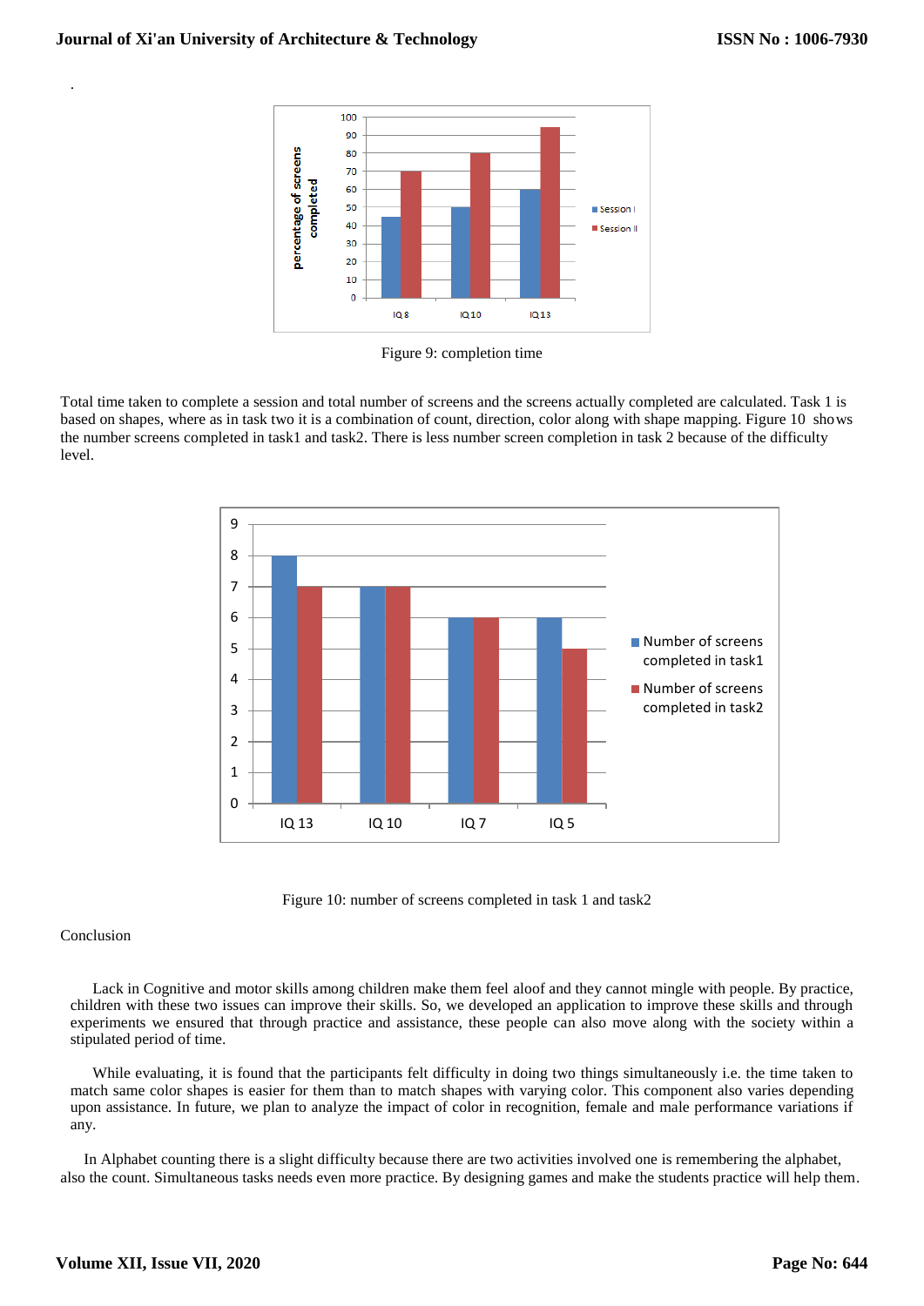Figure 9: completion time

Total time taken to complete a session and total number of screens and the screens actually completed are calculated. Task 1 is based on shapes, where as in task two it is a combination of count, direction, color along with shape mapping. Figure 10 shows the number screens completed in task1 and task2. There is less number screen completion in task 2 because of the difficulty level.

Figure 10: number of screens completed in task 1 and task2

Conclusion

Lack in Cognitive and motor skills among children make them feel aloof and they cannot mingle with people. By practice, children with these two issues can improve their skills. So, we developed an application to improve these skills and through experiments we ensured that through practice and assistance, these people can also move along with the society within a stipulated period of time.

While evaluating, it is found that the participants felt difficulty in doing two things simultaneously i.e. the time taken to match same color shapes is easier for them than to match shapes with varying color. This component also varies depending upon assistance. In future, we plan to analyze the impact of color in recognition, female and male performance variations if any.

In Alphabet counting there is a slight difficulty because there are two activities involved one is remembering the alphabet, also the count. Simultaneous tasks needs even more practice. By designing games and make the students practice will help them.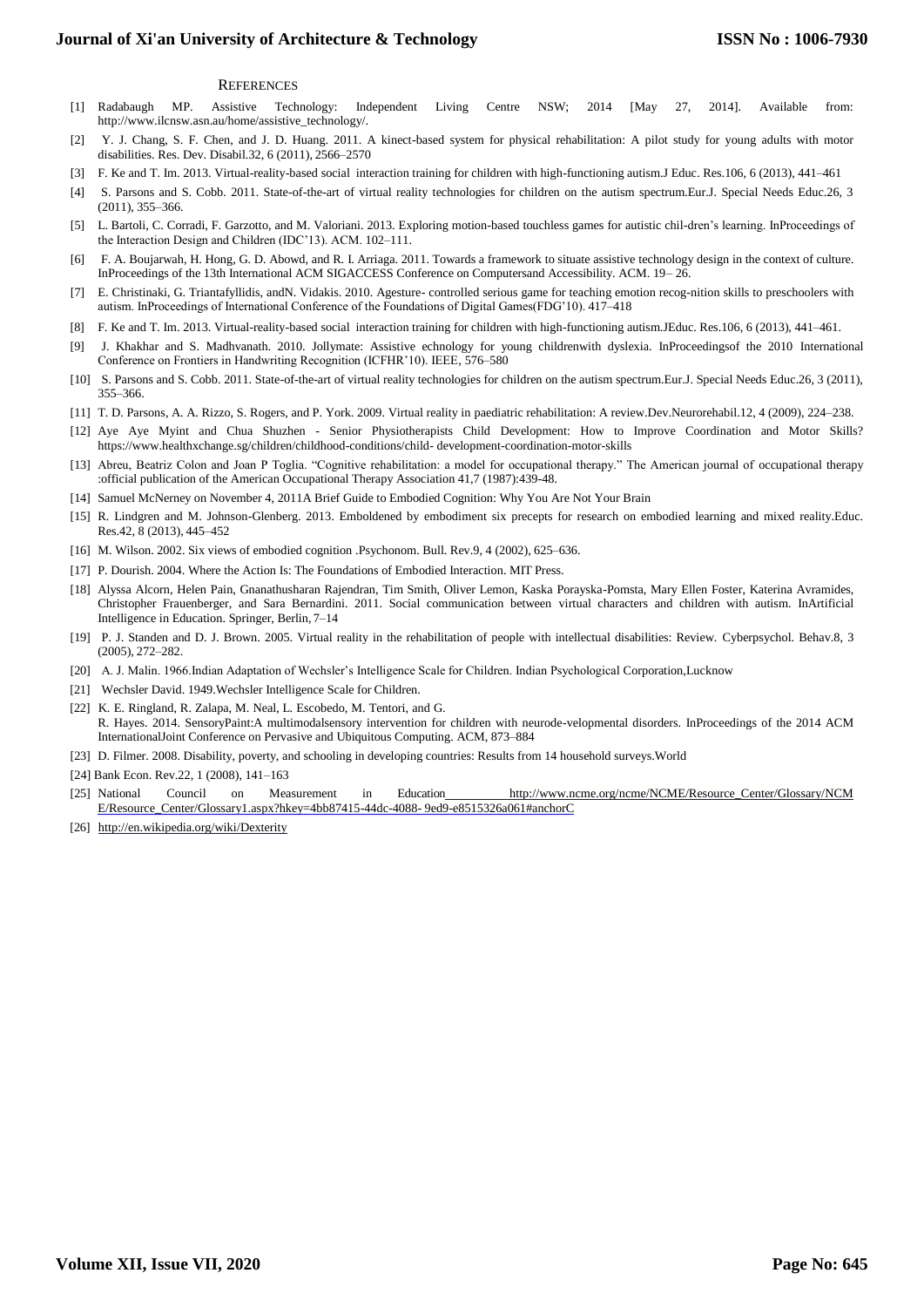## REFERENCES

[1] Radabaugh MP. Assistive Technology: Independent Living Centre NSW; 2014 [May 27, 2014]. Available from: http://www.ilcnsw.asn.au/home/assistive_technology/.

[2] Y. J. Chang, S. F. Chen, and J. D. Huang. 2011. A kinect-based system for physical rehabilitation: A pilot study for young adults with motor disabilities. Res. Dev. Disabil.32, 6 (2011), 2566–2570

[3] F. Ke and T. Im. 2013. Virtual-reality-based social interaction training for children with high-functioning autism.J Educ. Res.106, 6 (2013), 441–461

[4] S. Parsons and S. Cobb. 2011. State-of-the-art of virtual reality technologies for children on the autism spectrum.Eur.J. Special Needs Educ.26, 3 (2011), 355–366.

[5] L. Bartoli, C. Corradi, F. Garzotto, and M. Valoriani. 2013. Exploring motion-based touchless games for autistic chil-dren's learning. InProceedings of the Interaction Design and Children (IDC'13). ACM. 102–111.

[6] F. A. Boujarwah, H. Hong, G. D. Abowd, and R. I. Arriaga. 2011. Towards a framework to situate assistive technology design in the context of culture. InProceedings of the 13th International ACM SIGACCESS Conference on Computersand Accessibility. ACM. 19– 26.

[7] E. Christinaki, G. Triantafyllidis, andN. Vidakis. 2010. Agesture- controlled serious game for teaching emotion recog-nition skills to preschoolers with autism. InProceedings of International Conference of the Foundations of Digital Games(FDG'10). 417–418

[8] F. Ke and T. Im. 2013. Virtual-reality-based social interaction training for children with high-functioning autism.JEduc. Res.106, 6 (2013), 441–461.

[9] J. Khakhar and S. Madhvanath. 2010. Jollymate: Assistive echnology for young childrenwith dyslexia. InProceedingsof the 2010 International Conference on Frontiers in Handwriting Recognition (ICFHR'10). IEEE, 576–580

[10] S. Parsons and S. Cobb. 2011. State-of-the-art of virtual reality technologies for children on the autism spectrum.Eur.J. Special Needs Educ.26, 3 (2011), 355–366.

[11] T. D. Parsons, A. A. Rizzo, S. Rogers, and P. York. 2009. Virtual reality in paediatric rehabilitation: A review.Dev.Neurorehabil.12, 4 (2009), 224–238.

[12] Aye Aye Myint and Chua Shuzhen - Senior Physiotherapists Child Development: How to Improve Coordination and Motor Skills? https://www.healthxchange.sg/children/childhood-conditions/child- development-coordination-motor-skills

[13] Abreu, Beatriz Colon and Joan P Toglia. "Cognitive rehabilitation: a model for occupational therapy." The American journal of occupational therapy :official publication of the American Occupational Therapy Association 41,7 (1987):439-48.

[14] Samuel McNerney on November 4, 2011A Brief Guide to Embodied Cognition: Why You Are Not Your Brain

[15] R. Lindgren and M. Johnson-Glenberg. 2013. Emboldened by embodiment six precepts for research on embodied learning and mixed reality.Educ. Res.42, 8 (2013), 445–452

[16] M. Wilson. 2002. Six views of embodied cognition .Psychonom. Bull. Rev.9, 4 (2002), 625–636.

[17] P. Dourish. 2004. Where the Action Is: The Foundations of Embodied Interaction. MIT Press.

[18] Alyssa Alcorn, Helen Pain, Gnanathusharan Rajendran, Tim Smith, Oliver Lemon, Kaska Porayska-Pomsta, Mary Ellen Foster, Katerina Avramides, Christopher Frauenberger, and Sara Bernardini. 2011. Social communication between virtual characters and children with autism. InArtificial Intelligence in Education. Springer, Berlin, 7–14

[19] P. J. Standen and D. J. Brown. 2005. Virtual reality in the rehabilitation of people with intellectual disabilities: Review. Cyberpsychol. Behav.8, 3 (2005), 272–282.

[20] A. J. Malin. 1966.Indian Adaptation of Wechsler's Intelligence Scale for Children. Indian Psychological Corporation,Lucknow

[21] Wechsler David. 1949.Wechsler Intelligence Scale for Children.

[22] K. E. Ringland, R. Zalapa, M. Neal, L. Escobedo, M. Tentori, and G. R. Hayes. 2014. SensoryPaint:A multimodalsensory intervention for children with neurode-velopmental disorders. InProceedings of the 2014 ACM InternationalJoint Conference on Pervasive and Ubiquitous Computing. ACM, 873–884

[23] D. Filmer. 2008. Disability, poverty, and schooling in developing countries: Results from 14 household surveys.World

[24] Bank Econ. Rev.22, 1 (2008), 141–163

[25] National Council on Measurement in Education http://www.ncme.org/ncme/NCME/Resource_Center/Glossary/NCME/Resource_Center/Glossary1.aspx?hkey=4bb87415-44dc-4088- 9ed9-e8515326a061#anchorC

[26] http://en.wikipedia.org/wiki/Dexterity